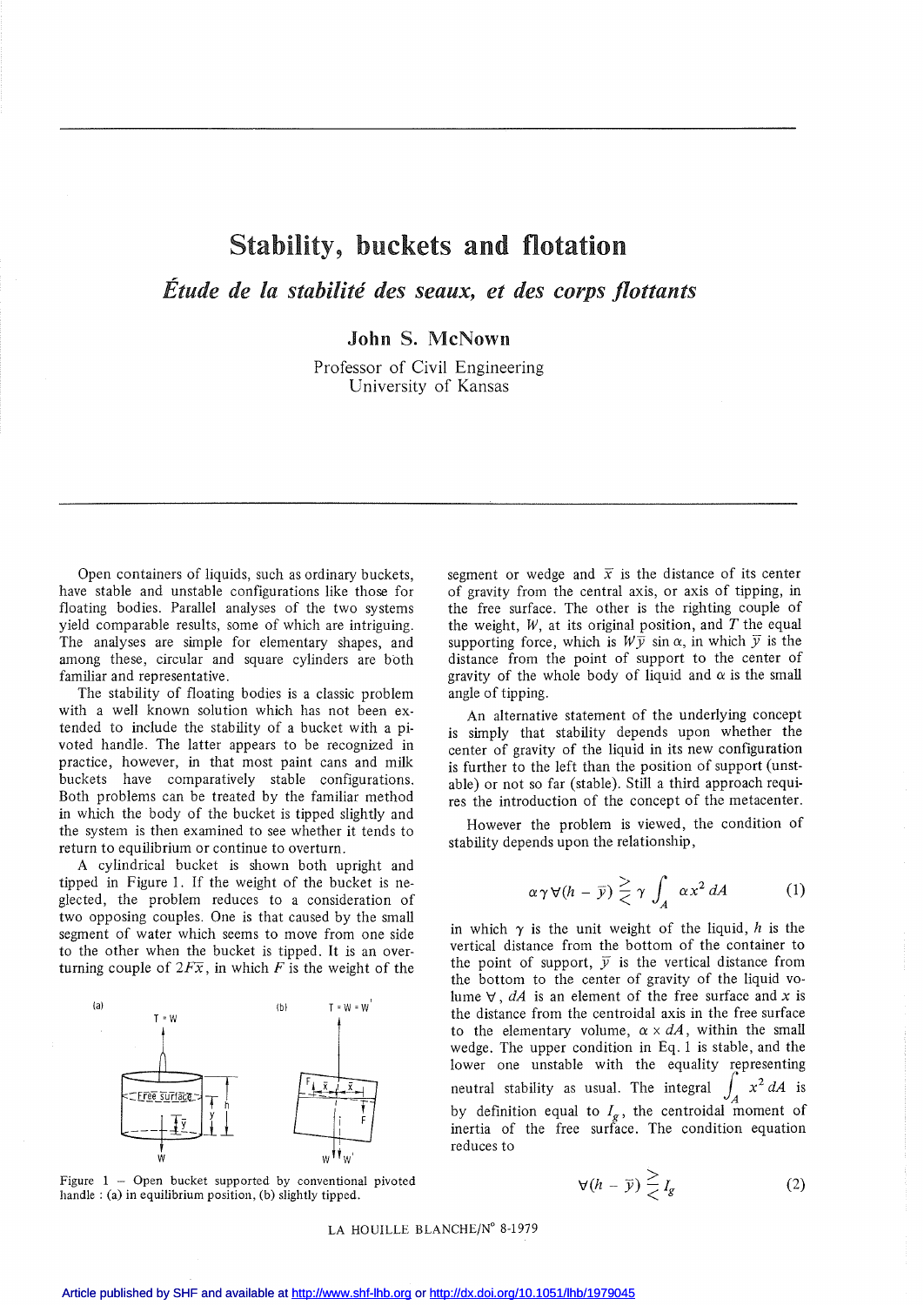# Stability, buckets and flotation

## *Étude de la stabilité des seaux, et des corps flottants*

**John S. McNown**

Professor of Civil Engineering
University of Kansas

Open containers of liquids, such as ordinary buckets, have stable and unstable configurations like those for floating bodies. Parallel analyses of the two systems yield comparable results, some of which are intriguing. The analyses are simple for elementary shapes, and among these, circular and square cylinders are both familiar and representative.

The stability of floating bodies is a classic problem with a well known solution which has not been extended to include the stability of a bucket with a pivoted handle. The latter appears to be recognized in practice, however, in that most paint cans and milk buckets have comparatively stable configurations. Both problems can be treated by the familiar method in which the body of the bucket is tipped slightly and the system is then examined to see whether it tends to return to equilibrium or continue to overturn.

A cylindrical bucket is shown both upright and tipped in Figure 1. If the weight of the bucket is neglected, the problem reduces to a consideration of two opposing couples. One is that caused by the small segment of water which seems to move from one side to the other when the bucket is tipped. It is an overturning couple of $2F\bar{x}$, in which $F$ is the weight of the segment or wedge and $\bar{x}$ is the distance of its center of gravity from the central axis, or axis of tipping, in the free surface. The other is the righting couple of the weight, $W$, at its original position, and $T$ the equal supporting force, which is $W\bar{y}\sin\alpha$, in which $\bar{y}$ is the distance from the point of support to the center of gravity of the whole body of liquid and $\alpha$ is the small angle of tipping.

Figure 1 – Open bucket supported by conventional pivoted handle : (a) in equilibrium position, (b) slightly tipped.

An alternative statement of the underlying concept is simply that stability depends upon whether the center of gravity of the liquid in its new configuration is further to the left than the position of support (unstable) or not so far (stable). Still a third approach requires the introduction of the concept of the metacenter.

However the problem is viewed, the condition of stability depends upon the relationship,

$$\alpha \gamma \forall (h - \bar{y}) \gtreqless \gamma \int_A \alpha x^2 \, dA \qquad (1)$$

in which $\gamma$ is the unit weight of the liquid, $h$ is the vertical distance from the bottom of the container to the point of support, $\bar{y}$ is the vertical distance from the bottom to the center of gravity of the liquid volume $\forall$, $dA$ is an element of the free surface and $x$ is the distance from the centroidal axis in the free surface to the elementary volume, $\alpha \times dA$, within the small wedge. The upper condition in Eq. 1 is stable, and the lower one unstable with the equality representing neutral stability as usual. The integral $\int_A x^2 \, dA$ is by definition equal to $I_g$, the centroidal moment of inertia of the free surface. The condition equation reduces to

$$\forall (h - \bar{y}) \gtreqless I_g \qquad (2)$$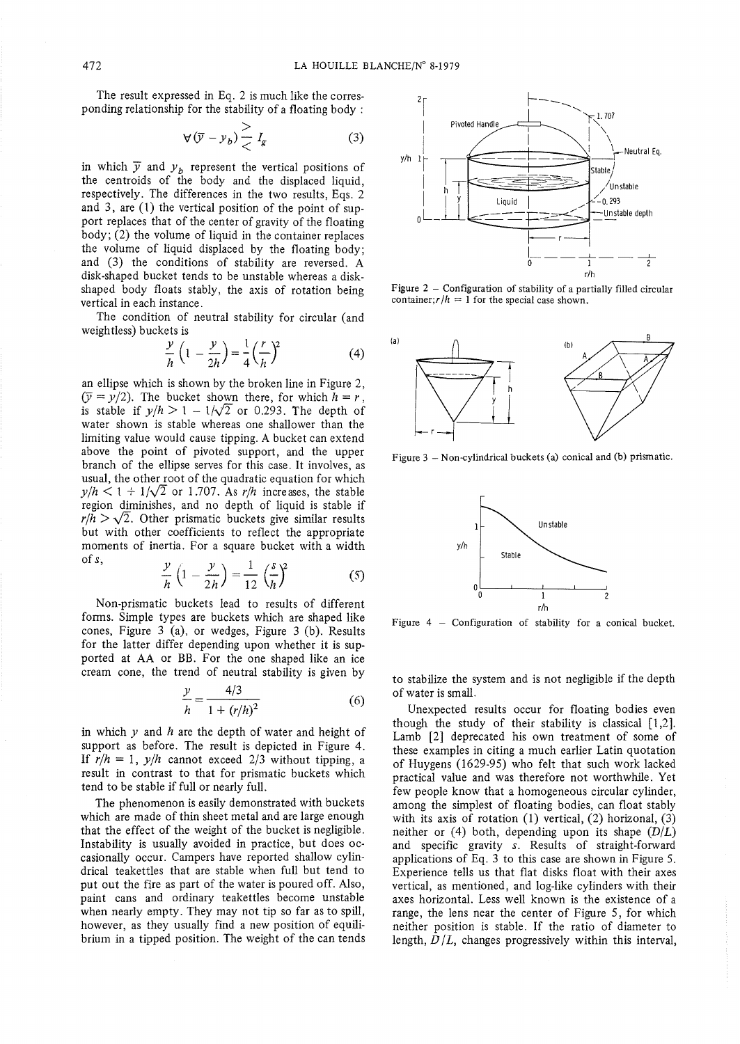The result expressed in Eq. 2 is much like the corresponding relationship for the stability of a floating body :

$$\forall(\bar{y} - y_b) \gtrless I_g \tag{3}$$

in which $\bar{y}$ and $y_b$ represent the vertical positions of the centroids of the body and the displaced liquid, respectively. The differences in the two results, Eqs. 2 and 3, are (1) the vertical position of the point of support replaces that of the center of gravity of the floating body; (2) the volume of liquid in the container replaces the volume of liquid displaced by the floating body; and (3) the conditions of stability are reversed. A disk-shaped bucket tends to be unstable whereas a disk-shaped body floats stably, the axis of rotation being vertical in each instance.

The condition of neutral stability for circular (and weightless) buckets is

$$\frac{y}{h}\left(1 - \frac{y}{2h}\right) = \frac{1}{4}\left(\frac{r}{h}\right)^2 \tag{4}$$

an ellipse which is shown by the broken line in Figure 2, $(\bar{y} = y/2)$. The bucket shown there, for which $h = r$, is stable if $y/h > 1 - 1/\sqrt{2}$ or 0.293. The depth of water shown is stable whereas one shallower than the limiting value would cause tipping. A bucket can extend above the point of pivoted support, and the upper branch of the ellipse serves for this case. It involves, as usual, the other root of the quadratic equation for which $y/h < 1 + 1/\sqrt{2}$ or 1.707. As $r/h$ increases, the stable region diminishes, and no depth of liquid is stable if $r/h > \sqrt{2}$. Other prismatic buckets give similar results but with other coefficients to reflect the appropriate moments of inertia. For a square bucket with a width of $s$,

$$\frac{y}{h}\left(1 - \frac{y}{2h}\right) = \frac{1}{12}\left(\frac{s}{h}\right)^2 \tag{5}$$

Non-prismatic buckets lead to results of different forms. Simple types are buckets which are shaped like cones, Figure 3 (a), or wedges, Figure 3 (b). Results for the latter differ depending upon whether it is supported at AA or BB. For the one shaped like an ice cream cone, the trend of neutral stability is given by

$$\frac{y}{h} = \frac{4/3}{1 + (r/h)^2} \tag{6}$$

in which $y$ and $h$ are the depth of water and height of support as before. The result is depicted in Figure 4. If $r/h = 1$, $y/h$ cannot exceed 2/3 without tipping, a result in contrast to that for prismatic buckets which tend to be stable if full or nearly full.

The phenomenon is easily demonstrated with buckets which are made of thin sheet metal and are large enough that the effect of the weight of the bucket is negligible. Instability is usually avoided in practice, but does occasionally occur. Campers have reported shallow cylindrical teakettles that are stable when full but tend to put out the fire as part of the water is poured off. Also, paint cans and ordinary teakettles become unstable when nearly empty. They may not tip so far as to spill, however, as they usually find a new position of equilibrium in a tipped position. The weight of the can tends to stabilize the system and is not negligible if the depth of water is small.

Figure 2 – Configuration of stability of a partially filled circular container; $r/h = 1$ for the special case shown.

Figure 3 – Non-cylindrical buckets (a) conical and (b) prismatic.

Figure 4 – Configuration of stability for a conical bucket.

Unexpected results occur for floating bodies even though the study of their stability is classical [1,2]. Lamb [2] deprecated his own treatment of some of these examples in citing a much earlier Latin quotation of Huygens (1629-95) who felt that such work lacked practical value and was therefore not worthwhile. Yet few people know that a homogeneous circular cylinder, among the simplest of floating bodies, can float stably with its axis of rotation (1) vertical, (2) horizonal, (3) neither or (4) both, depending upon its shape ($D/L$) and specific gravity $s$. Results of straight-forward applications of Eq. 3 to this case are shown in Figure 5. Experience tells us that flat disks float with their axes vertical, as mentioned, and log-like cylinders with their axes horizontal. Less well known is the existence of a range, the lens near the center of Figure 5, for which neither position is stable. If the ratio of diameter to length, $D/L$, changes progressively within this interval,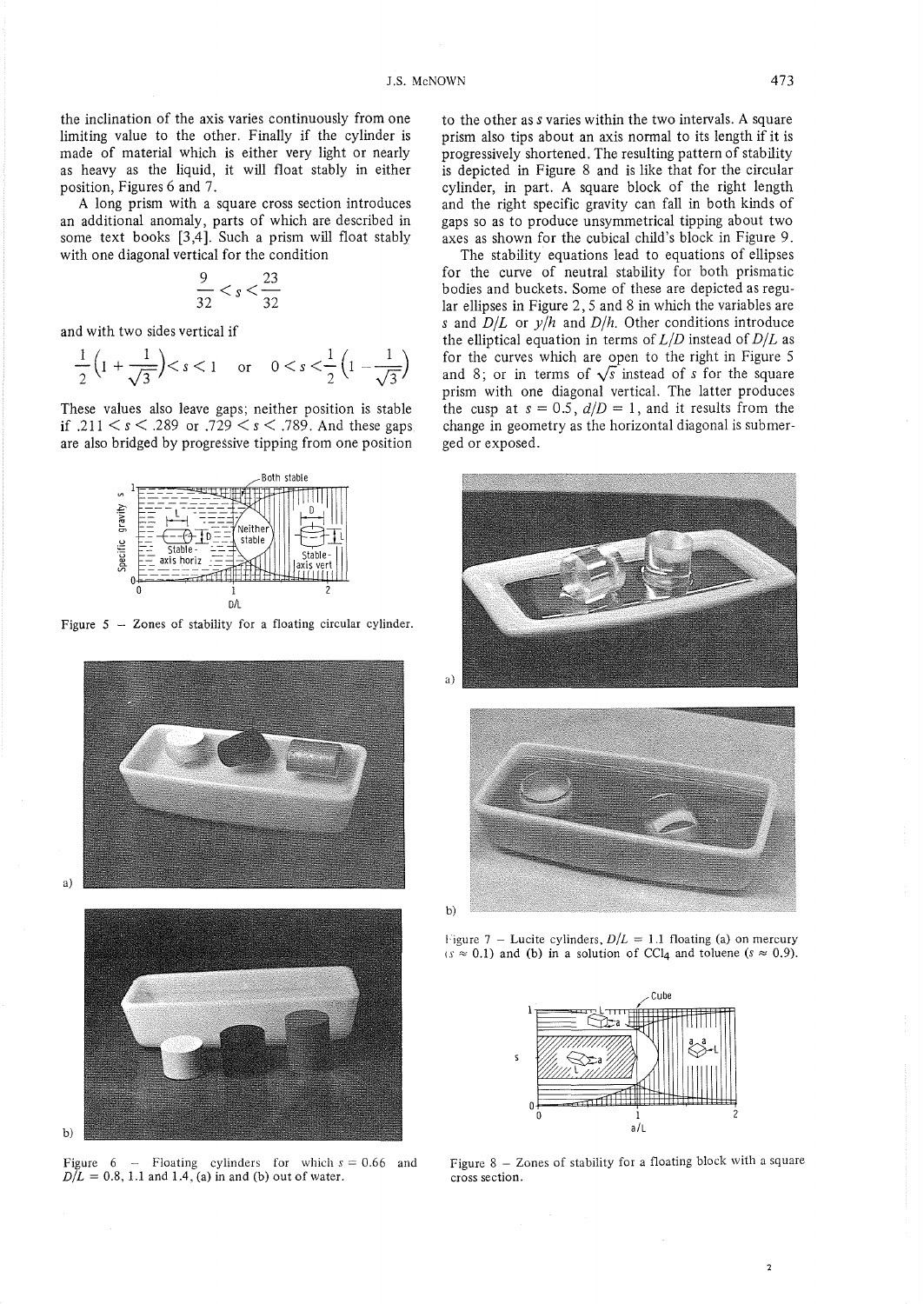the inclination of the axis varies continuously from one limiting value to the other. Finally if the cylinder is made of material which is either very light or nearly as heavy as the liquid, it will float stably in either position, Figures 6 and 7.

A long prism with a square cross section introduces an additional anomaly, parts of which are described in some text books [3,4]. Such a prism will float stably with one diagonal vertical for the condition

$$\frac{9}{32} < s < \frac{23}{32}$$

and with two sides vertical if

$$\frac{1}{2}\left(1+\frac{1}{\sqrt{3}}\right) < s < 1 \quad \text{or} \quad 0 < s < \frac{1}{2}\left(1-\frac{1}{\sqrt{3}}\right)$$

These values also leave gaps; neither position is stable if $.211 < s < .289$ or $.729 < s < .789$. And these gaps are also bridged by progressive tipping from one position to the other as $s$ varies within the two intervals. A square prism also tips about an axis normal to its length if it is progressively shortened. The resulting pattern of stability is depicted in Figure 8 and is like that for the circular cylinder, in part. A square block of the right length and the right specific gravity can fall in both kinds of gaps so as to produce unsymmetrical tipping about two axes as shown for the cubical child's block in Figure 9.

The stability equations lead to equations of ellipses for the curve of neutral stability for both prismatic bodies and buckets. Some of these are depicted as regular ellipses in Figure 2, 5 and 8 in which the variables are $s$ and $D/L$ or $y/h$ and $D/h$. Other conditions introduce the elliptical equation in terms of $L/D$ instead of $D/L$ as for the curves which are open to the right in Figure 5 and 8; or in terms of $\sqrt{s}$ instead of $s$ for the square prism with one diagonal vertical. The latter produces the cusp at $s = 0.5$, $d/D = 1$, and it results from the change in geometry as the horizontal diagonal is submerged or exposed.

Figure 5 – Zones of stability for a floating circular cylinder.

Figure 6 – Floating cylinders for which $s = 0.66$ and $D/L = 0.8$, 1.1 and 1.4, (a) in and (b) out of water.

Figure 7 – Lucite cylinders, $D/L = 1.1$ floating (a) on mercury ($s \approx 0.1$) and (b) in a solution of $CCl_4$ and toluene ($s \approx 0.9$).

Figure 8 – Zones of stability for a floating block with a square cross section.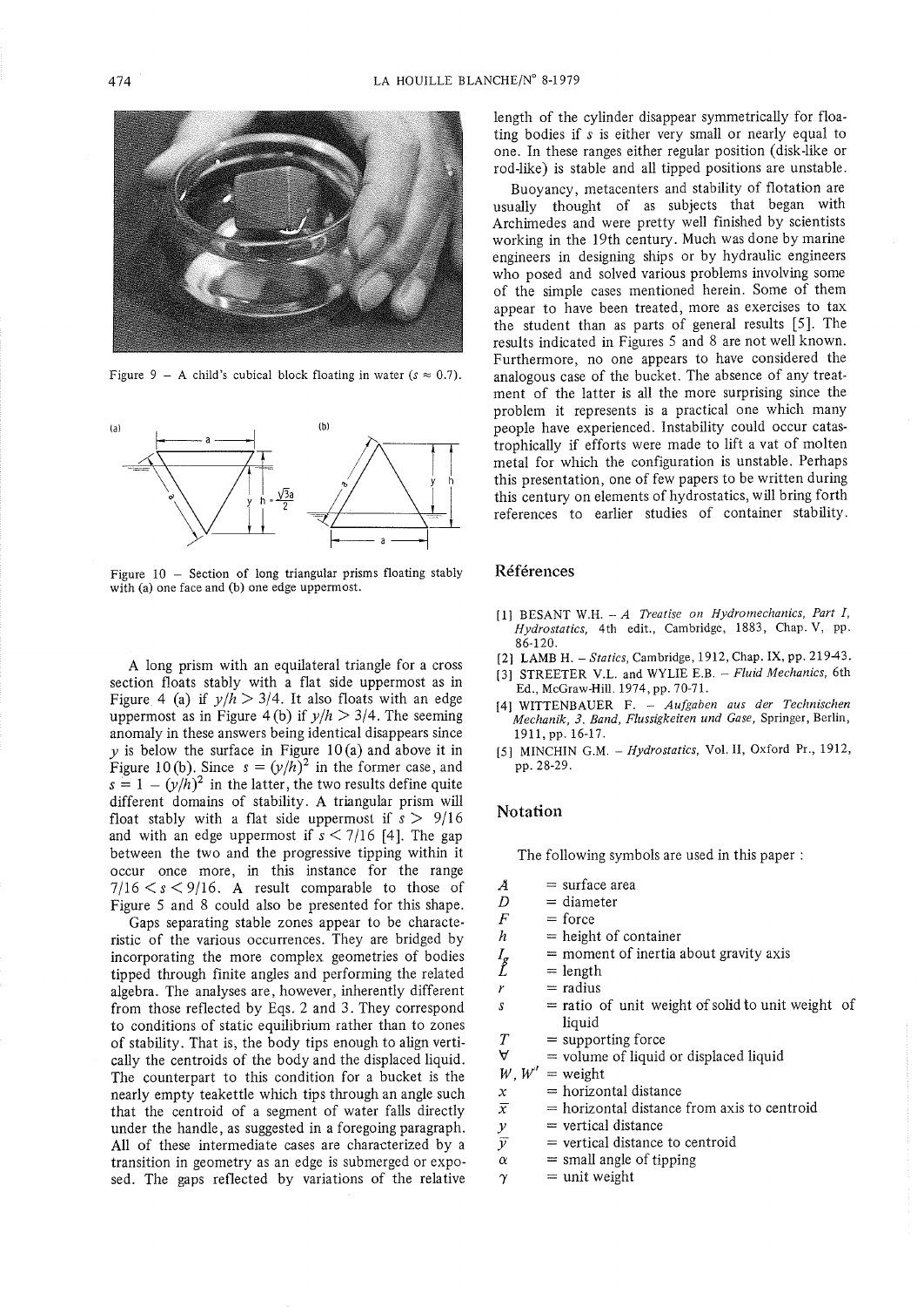Figure 9 – A child's cubical block floating in water ($s \approx 0.7$).

(a)

a

$y$ $h = \frac{\sqrt{3}a}{2}$

(b)

a

$y$ $h$

Figure 10 – Section of long triangular prisms floating stably with (a) one face and (b) one edge uppermost.

A long prism with an equilateral triangle for a cross section floats stably with a flat side uppermost as in Figure 4 (a) if $y/h > 3/4$. It also floats with an edge uppermost as in Figure 4 (b) if $y/h > 3/4$. The seeming anomaly in these answers being identical disappears since $y$ is below the surface in Figure 10 (a) and above it in Figure 10 (b). Since $s = (y/h)^2$ in the former case, and $s = 1 - (y/h)^2$ in the latter, the two results define quite different domains of stability. A triangular prism will float stably with a flat side uppermost if $s > 9/16$ and with an edge uppermost if $s < 7/16$ [4]. The gap between the two and the progressive tipping within it occur once more, in this instance for the range $7/16 < s < 9/16$. A result comparable to those of Figure 5 and 8 could also be presented for this shape.

Gaps separating stable zones appear to be characteristic of the various occurrences. They are bridged by incorporating the more complex geometries of bodies tipped through finite angles and performing the related algebra. The analyses are, however, inherently different from those reflected by Eqs. 2 and 3. They correspond to conditions of static equilibrium rather than to zones of stability. That is, the body tips enough to align vertically the centroids of the body and the displaced liquid. The counterpart to this condition for a bucket is the nearly empty teakettle which tips through an angle such that the centroid of a segment of water falls directly under the handle, as suggested in a foregoing paragraph. All of these intermediate cases are characterized by a transition in geometry as an edge is submerged or exposed. The gaps reflected by variations of the relative length of the cylinder disappear symmetrically for floating bodies if $s$ is either very small or nearly equal to one. In these ranges either regular position (disk-like or rod-like) is stable and all tipped positions are unstable.

Buoyancy, metacenters and stability of flotation are usually thought of as subjects that began with Archimedes and were pretty well finished by scientists working in the 19th century. Much was done by marine engineers in designing ships or by hydraulic engineers who posed and solved various problems involving some of the simple cases mentioned herein. Some of them appear to have been treated, more as exercises to tax the student than as parts of general results [5]. The results indicated in Figures 5 and 8 are not well known. Furthermore, no one appears to have considered the analogous case of the bucket. The absence of any treatment of the latter is all the more surprising since the problem it represents is a practical one which many people have experienced. Instability could occur catastrophically if efforts were made to lift a vat of molten metal for which the configuration is unstable. Perhaps this presentation, one of few papers to be written during this century on elements of hydrostatics, will bring forth references to earlier studies of container stability.

## Références

[1] BESANT W.H. – *A Treatise on Hydromechanics, Part I, Hydrostatics*, 4th edit., Cambridge, 1883, Chap. V, pp. 86-120.

[2] LAMB H. – *Statics*, Cambridge, 1912, Chap. IX, pp. 219-43.

[3] STREETER V.L. and WYLIE E.B. – *Fluid Mechanics*, 6th Ed., McGraw-Hill. 1974, pp. 70-71.

[4] WITTENBAUER F. – *Aufgaben aus der Technischen Mechanik, 3. Band, Flussigkeiten und Gase*, Springer, Berlin, 1911, pp. 16-17.

[5] MINCHIN G.M. – *Hydrostatics*, Vol. II, Oxford Pr., 1912, pp. 28-29.

## Notation

The following symbols are used in this paper :

- $A$ = surface area
- $D$ = diameter
- $F$ = force
- $h$ = height of container
- $I_g$ = moment of inertia about gravity axis
- $L$ = length
- $r$ = radius
- $s$ = ratio of unit weight of solid to unit weight of liquid
- $T$ = supporting force
- $\forall$ = volume of liquid or displaced liquid
- $W, W'$ = weight
- $x$ = horizontal distance
- $\bar{x}$ = horizontal distance from axis to centroid
- $y$ = vertical distance
- $\bar{y}$ = vertical distance to centroid
- $\alpha$ = small angle of tipping
- $\gamma$ = unit weight